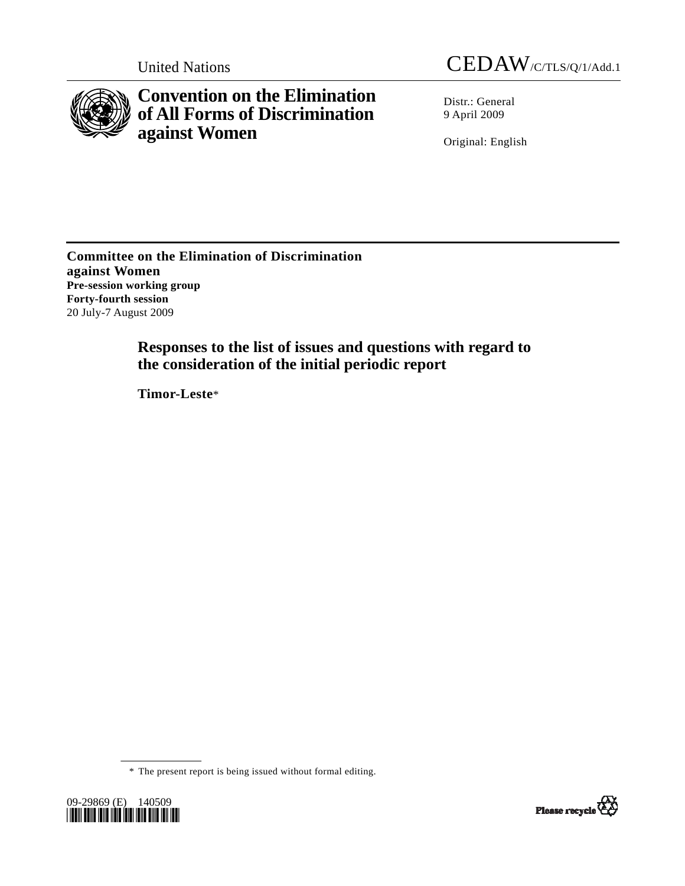United Nations CEDAW/C/TLS/Q/1/Add.1

# Convention on the Elimination of All Forms of Discrimination against Women

Distr.: General
9 April 2009

Original: English

**Committee on the Elimination of Discrimination against Women**
**Pre-session working group**
**Forty-fourth session**
20 July-7 August 2009

## Responses to the list of issues and questions with regard to the consideration of the initial periodic report

**Timor-Leste***

\* The present report is being issued without formal editing.

09-29869 (E) 140509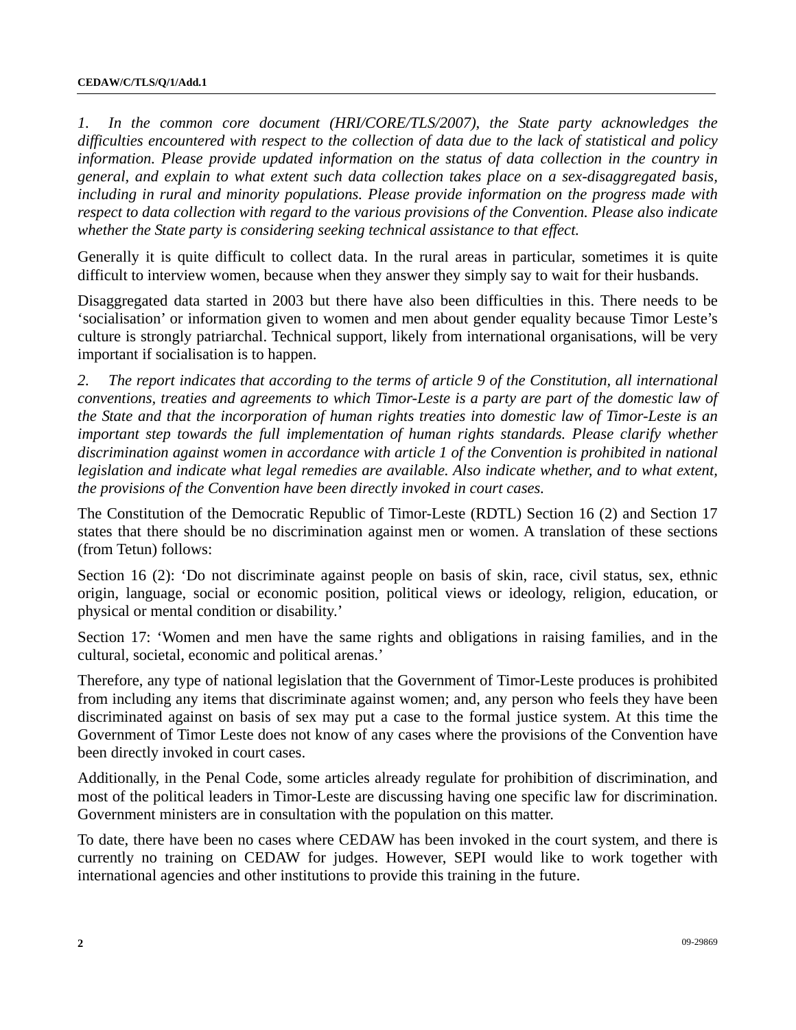*1. In the common core document (HRI/CORE/TLS/2007), the State party acknowledges the difficulties encountered with respect to the collection of data due to the lack of statistical and policy information. Please provide updated information on the status of data collection in the country in general, and explain to what extent such data collection takes place on a sex-disaggregated basis, including in rural and minority populations. Please provide information on the progress made with respect to data collection with regard to the various provisions of the Convention. Please also indicate whether the State party is considering seeking technical assistance to that effect.*

Generally it is quite difficult to collect data. In the rural areas in particular, sometimes it is quite difficult to interview women, because when they answer they simply say to wait for their husbands.

Disaggregated data started in 2003 but there have also been difficulties in this. There needs to be 'socialisation' or information given to women and men about gender equality because Timor Leste's culture is strongly patriarchal. Technical support, likely from international organisations, will be very important if socialisation is to happen.

*2. The report indicates that according to the terms of article 9 of the Constitution, all international conventions, treaties and agreements to which Timor-Leste is a party are part of the domestic law of the State and that the incorporation of human rights treaties into domestic law of Timor-Leste is an important step towards the full implementation of human rights standards. Please clarify whether discrimination against women in accordance with article 1 of the Convention is prohibited in national legislation and indicate what legal remedies are available. Also indicate whether, and to what extent, the provisions of the Convention have been directly invoked in court cases.*

The Constitution of the Democratic Republic of Timor-Leste (RDTL) Section 16 (2) and Section 17 states that there should be no discrimination against men or women. A translation of these sections (from Tetun) follows:

Section 16 (2): 'Do not discriminate against people on basis of skin, race, civil status, sex, ethnic origin, language, social or economic position, political views or ideology, religion, education, or physical or mental condition or disability.'

Section 17: 'Women and men have the same rights and obligations in raising families, and in the cultural, societal, economic and political arenas.'

Therefore, any type of national legislation that the Government of Timor-Leste produces is prohibited from including any items that discriminate against women; and, any person who feels they have been discriminated against on basis of sex may put a case to the formal justice system. At this time the Government of Timor Leste does not know of any cases where the provisions of the Convention have been directly invoked in court cases.

Additionally, in the Penal Code, some articles already regulate for prohibition of discrimination, and most of the political leaders in Timor-Leste are discussing having one specific law for discrimination. Government ministers are in consultation with the population on this matter.

To date, there have been no cases where CEDAW has been invoked in the court system, and there is currently no training on CEDAW for judges. However, SEPI would like to work together with international agencies and other institutions to provide this training in the future.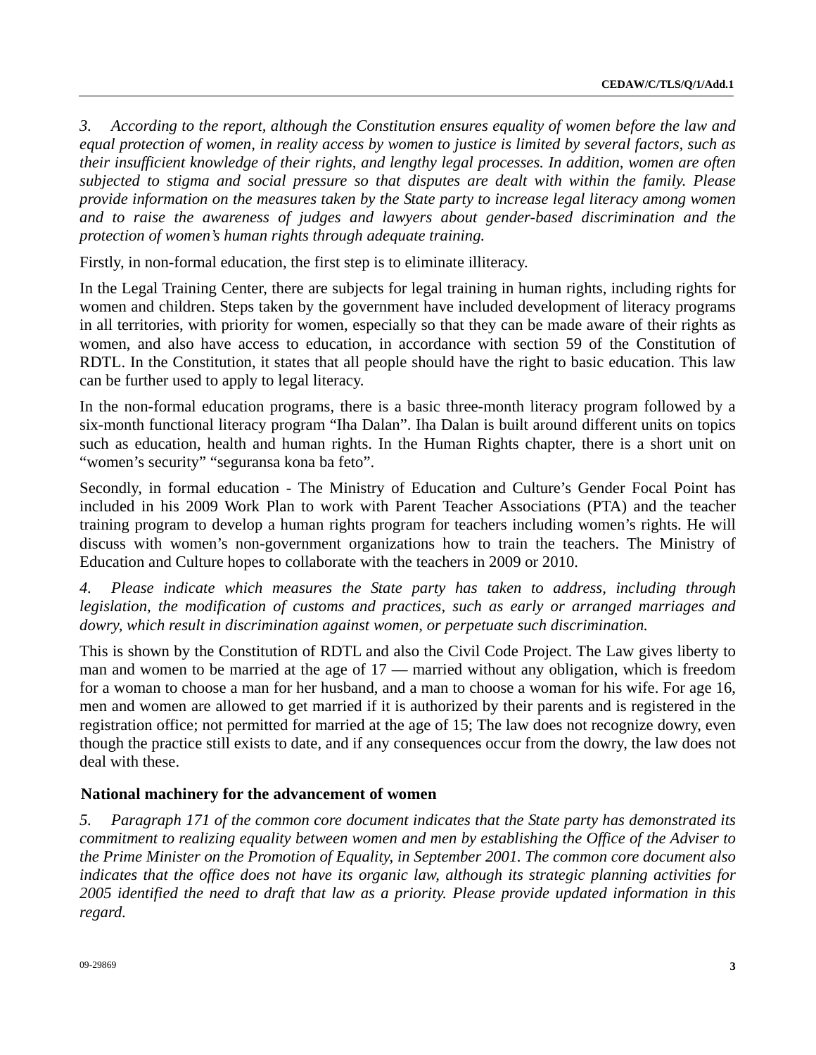*3. According to the report, although the Constitution ensures equality of women before the law and equal protection of women, in reality access by women to justice is limited by several factors, such as their insufficient knowledge of their rights, and lengthy legal processes. In addition, women are often subjected to stigma and social pressure so that disputes are dealt with within the family. Please provide information on the measures taken by the State party to increase legal literacy among women and to raise the awareness of judges and lawyers about gender-based discrimination and the protection of women's human rights through adequate training.*

Firstly, in non-formal education, the first step is to eliminate illiteracy.

In the Legal Training Center, there are subjects for legal training in human rights, including rights for women and children. Steps taken by the government have included development of literacy programs in all territories, with priority for women, especially so that they can be made aware of their rights as women, and also have access to education, in accordance with section 59 of the Constitution of RDTL. In the Constitution, it states that all people should have the right to basic education. This law can be further used to apply to legal literacy.

In the non-formal education programs, there is a basic three-month literacy program followed by a six-month functional literacy program "Iha Dalan". Iha Dalan is built around different units on topics such as education, health and human rights. In the Human Rights chapter, there is a short unit on "women's security" "seguransa kona ba feto".

Secondly, in formal education - The Ministry of Education and Culture's Gender Focal Point has included in his 2009 Work Plan to work with Parent Teacher Associations (PTA) and the teacher training program to develop a human rights program for teachers including women's rights. He will discuss with women's non-government organizations how to train the teachers. The Ministry of Education and Culture hopes to collaborate with the teachers in 2009 or 2010.

*4. Please indicate which measures the State party has taken to address, including through legislation, the modification of customs and practices, such as early or arranged marriages and dowry, which result in discrimination against women, or perpetuate such discrimination.*

This is shown by the Constitution of RDTL and also the Civil Code Project. The Law gives liberty to man and women to be married at the age of 17 — married without any obligation, which is freedom for a woman to choose a man for her husband, and a man to choose a woman for his wife. For age 16, men and women are allowed to get married if it is authorized by their parents and is registered in the registration office; not permitted for married at the age of 15; The law does not recognize dowry, even though the practice still exists to date, and if any consequences occur from the dowry, the law does not deal with these.

## National machinery for the advancement of women

*5. Paragraph 171 of the common core document indicates that the State party has demonstrated its commitment to realizing equality between women and men by establishing the Office of the Adviser to the Prime Minister on the Promotion of Equality, in September 2001. The common core document also indicates that the office does not have its organic law, although its strategic planning activities for 2005 identified the need to draft that law as a priority. Please provide updated information in this regard.*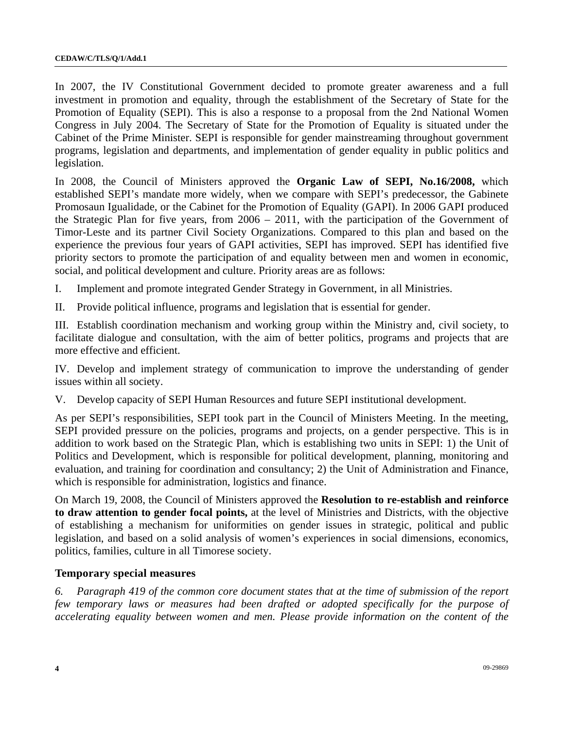In 2007, the IV Constitutional Government decided to promote greater awareness and a full investment in promotion and equality, through the establishment of the Secretary of State for the Promotion of Equality (SEPI). This is also a response to a proposal from the 2nd National Women Congress in July 2004. The Secretary of State for the Promotion of Equality is situated under the Cabinet of the Prime Minister. SEPI is responsible for gender mainstreaming throughout government programs, legislation and departments, and implementation of gender equality in public politics and legislation.

In 2008, the Council of Ministers approved the **Organic Law of SEPI, No.16/2008,** which established SEPI's mandate more widely, when we compare with SEPI's predecessor, the Gabinete Promosaun Igualidade, or the Cabinet for the Promotion of Equality (GAPI). In 2006 GAPI produced the Strategic Plan for five years, from 2006 – 2011, with the participation of the Government of Timor-Leste and its partner Civil Society Organizations. Compared to this plan and based on the experience the previous four years of GAPI activities, SEPI has improved. SEPI has identified five priority sectors to promote the participation of and equality between men and women in economic, social, and political development and culture. Priority areas are as follows:

I. Implement and promote integrated Gender Strategy in Government, in all Ministries.

II. Provide political influence, programs and legislation that is essential for gender.

III. Establish coordination mechanism and working group within the Ministry and, civil society, to facilitate dialogue and consultation, with the aim of better politics, programs and projects that are more effective and efficient.

IV. Develop and implement strategy of communication to improve the understanding of gender issues within all society.

V. Develop capacity of SEPI Human Resources and future SEPI institutional development.

As per SEPI's responsibilities, SEPI took part in the Council of Ministers Meeting. In the meeting, SEPI provided pressure on the policies, programs and projects, on a gender perspective. This is in addition to work based on the Strategic Plan, which is establishing two units in SEPI: 1) the Unit of Politics and Development, which is responsible for political development, planning, monitoring and evaluation, and training for coordination and consultancy; 2) the Unit of Administration and Finance, which is responsible for administration, logistics and finance.

On March 19, 2008, the Council of Ministers approved the **Resolution to re-establish and reinforce to draw attention to gender focal points,** at the level of Ministries and Districts, with the objective of establishing a mechanism for uniformities on gender issues in strategic, political and public legislation, and based on a solid analysis of women's experiences in social dimensions, economics, politics, families, culture in all Timorese society.

### Temporary special measures

*6. Paragraph 419 of the common core document states that at the time of submission of the report few temporary laws or measures had been drafted or adopted specifically for the purpose of accelerating equality between women and men. Please provide information on the content of the*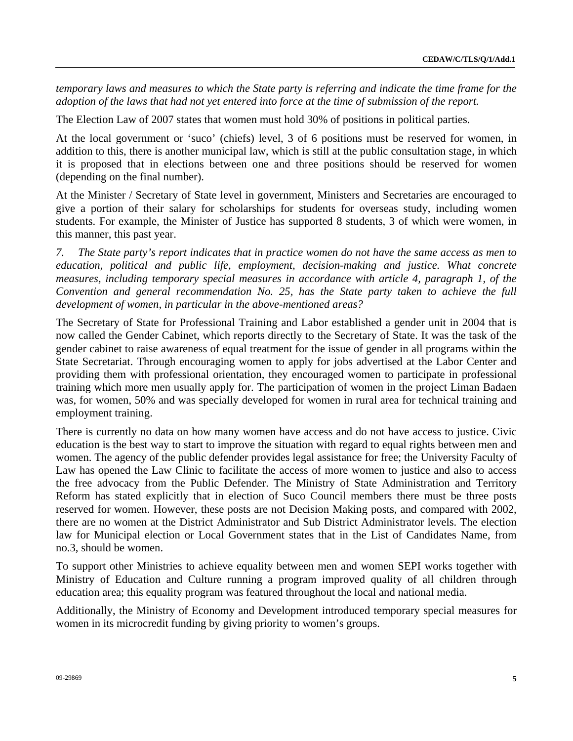*temporary laws and measures to which the State party is referring and indicate the time frame for the adoption of the laws that had not yet entered into force at the time of submission of the report.*

The Election Law of 2007 states that women must hold 30% of positions in political parties.

At the local government or 'suco' (chiefs) level, 3 of 6 positions must be reserved for women, in addition to this, there is another municipal law, which is still at the public consultation stage, in which it is proposed that in elections between one and three positions should be reserved for women (depending on the final number).

At the Minister / Secretary of State level in government, Ministers and Secretaries are encouraged to give a portion of their salary for scholarships for students for overseas study, including women students. For example, the Minister of Justice has supported 8 students, 3 of which were women, in this manner, this past year.

*7. The State party's report indicates that in practice women do not have the same access as men to education, political and public life, employment, decision-making and justice. What concrete measures, including temporary special measures in accordance with article 4, paragraph 1, of the Convention and general recommendation No. 25, has the State party taken to achieve the full development of women, in particular in the above-mentioned areas?*

The Secretary of State for Professional Training and Labor established a gender unit in 2004 that is now called the Gender Cabinet, which reports directly to the Secretary of State. It was the task of the gender cabinet to raise awareness of equal treatment for the issue of gender in all programs within the State Secretariat. Through encouraging women to apply for jobs advertised at the Labor Center and providing them with professional orientation, they encouraged women to participate in professional training which more men usually apply for. The participation of women in the project Liman Badaen was, for women, 50% and was specially developed for women in rural area for technical training and employment training.

There is currently no data on how many women have access and do not have access to justice. Civic education is the best way to start to improve the situation with regard to equal rights between men and women. The agency of the public defender provides legal assistance for free; the University Faculty of Law has opened the Law Clinic to facilitate the access of more women to justice and also to access the free advocacy from the Public Defender. The Ministry of State Administration and Territory Reform has stated explicitly that in election of Suco Council members there must be three posts reserved for women. However, these posts are not Decision Making posts, and compared with 2002, there are no women at the District Administrator and Sub District Administrator levels. The election law for Municipal election or Local Government states that in the List of Candidates Name, from no.3, should be women.

To support other Ministries to achieve equality between men and women SEPI works together with Ministry of Education and Culture running a program improved quality of all children through education area; this equality program was featured throughout the local and national media.

Additionally, the Ministry of Economy and Development introduced temporary special measures for women in its microcredit funding by giving priority to women's groups.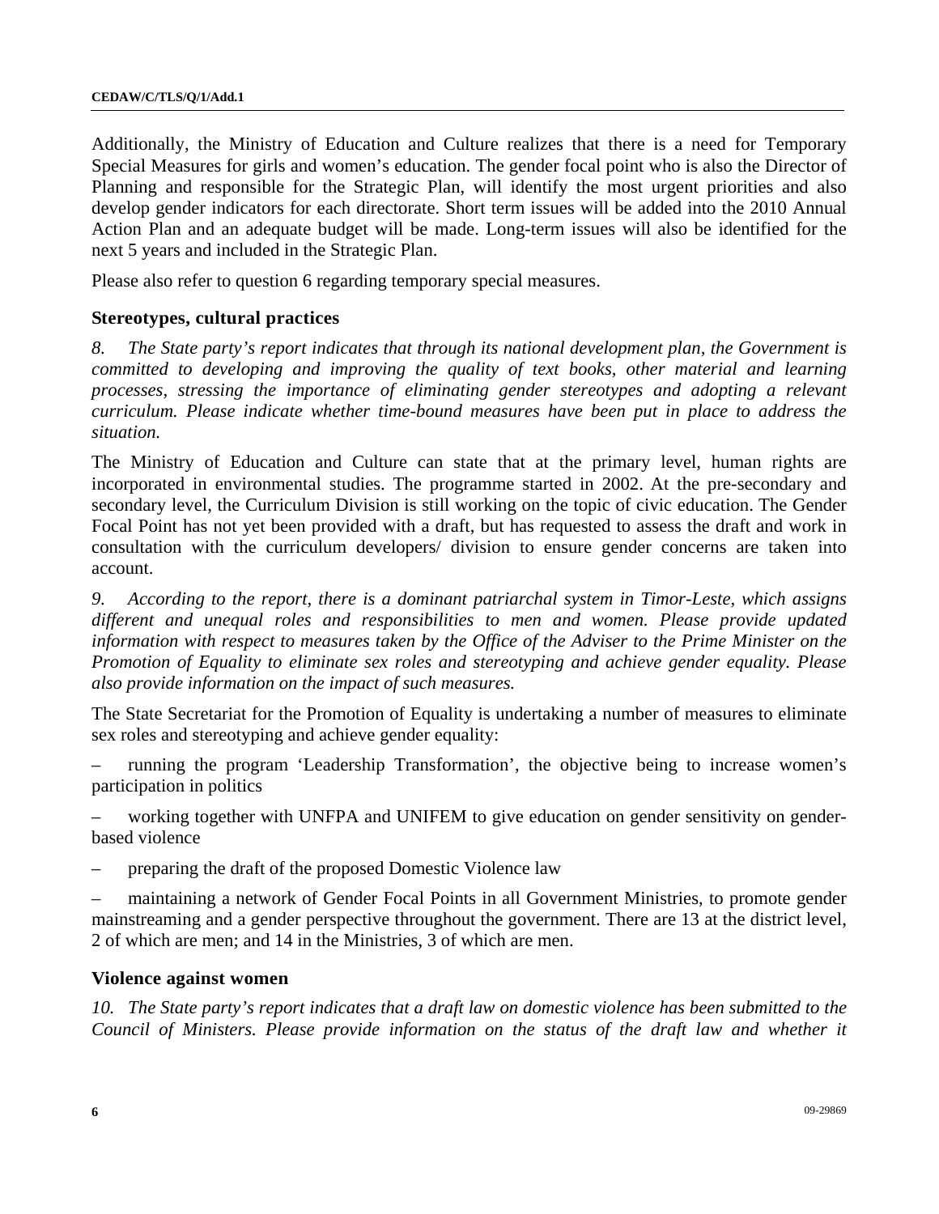Additionally, the Ministry of Education and Culture realizes that there is a need for Temporary Special Measures for girls and women's education. The gender focal point who is also the Director of Planning and responsible for the Strategic Plan, will identify the most urgent priorities and also develop gender indicators for each directorate. Short term issues will be added into the 2010 Annual Action Plan and an adequate budget will be made. Long-term issues will also be identified for the next 5 years and included in the Strategic Plan.

Please also refer to question 6 regarding temporary special measures.

### Stereotypes, cultural practices

*8. The State party's report indicates that through its national development plan, the Government is committed to developing and improving the quality of text books, other material and learning processes, stressing the importance of eliminating gender stereotypes and adopting a relevant curriculum. Please indicate whether time-bound measures have been put in place to address the situation.*

The Ministry of Education and Culture can state that at the primary level, human rights are incorporated in environmental studies. The programme started in 2002. At the pre-secondary and secondary level, the Curriculum Division is still working on the topic of civic education. The Gender Focal Point has not yet been provided with a draft, but has requested to assess the draft and work in consultation with the curriculum developers/ division to ensure gender concerns are taken into account.

*9. According to the report, there is a dominant patriarchal system in Timor-Leste, which assigns different and unequal roles and responsibilities to men and women. Please provide updated information with respect to measures taken by the Office of the Adviser to the Prime Minister on the Promotion of Equality to eliminate sex roles and stereotyping and achieve gender equality. Please also provide information on the impact of such measures.*

The State Secretariat for the Promotion of Equality is undertaking a number of measures to eliminate sex roles and stereotyping and achieve gender equality:

– running the program 'Leadership Transformation', the objective being to increase women's participation in politics

– working together with UNFPA and UNIFEM to give education on gender sensitivity on gender-based violence

– preparing the draft of the proposed Domestic Violence law

– maintaining a network of Gender Focal Points in all Government Ministries, to promote gender mainstreaming and a gender perspective throughout the government. There are 13 at the district level, 2 of which are men; and 14 in the Ministries, 3 of which are men.

### Violence against women

*10. The State party's report indicates that a draft law on domestic violence has been submitted to the Council of Ministers. Please provide information on the status of the draft law and whether it*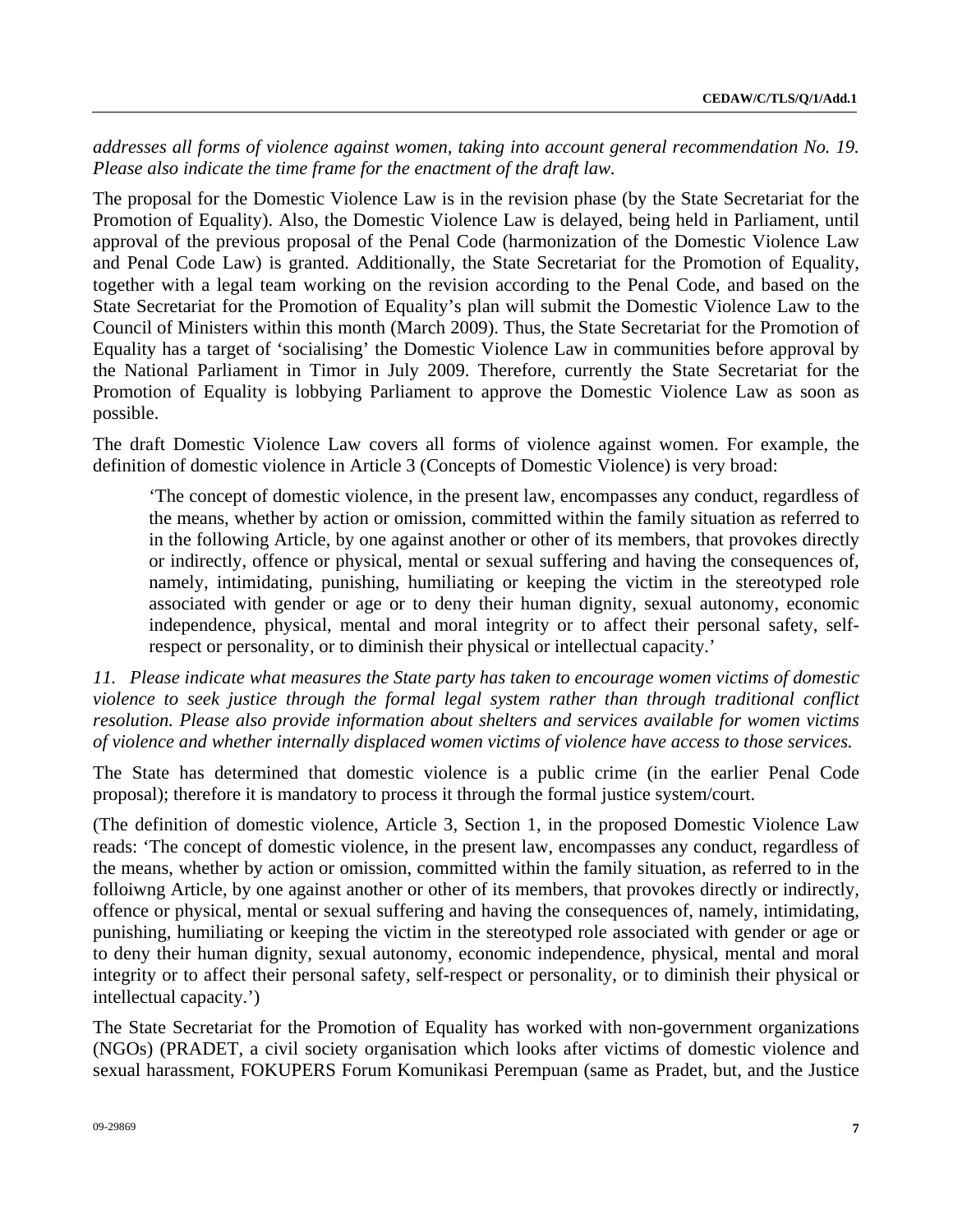*addresses all forms of violence against women, taking into account general recommendation No. 19. Please also indicate the time frame for the enactment of the draft law.*

The proposal for the Domestic Violence Law is in the revision phase (by the State Secretariat for the Promotion of Equality). Also, the Domestic Violence Law is delayed, being held in Parliament, until approval of the previous proposal of the Penal Code (harmonization of the Domestic Violence Law and Penal Code Law) is granted. Additionally, the State Secretariat for the Promotion of Equality, together with a legal team working on the revision according to the Penal Code, and based on the State Secretariat for the Promotion of Equality's plan will submit the Domestic Violence Law to the Council of Ministers within this month (March 2009). Thus, the State Secretariat for the Promotion of Equality has a target of 'socialising' the Domestic Violence Law in communities before approval by the National Parliament in Timor in July 2009. Therefore, currently the State Secretariat for the Promotion of Equality is lobbying Parliament to approve the Domestic Violence Law as soon as possible.

The draft Domestic Violence Law covers all forms of violence against women. For example, the definition of domestic violence in Article 3 (Concepts of Domestic Violence) is very broad:

> 'The concept of domestic violence, in the present law, encompasses any conduct, regardless of the means, whether by action or omission, committed within the family situation as referred to in the following Article, by one against another or other of its members, that provokes directly or indirectly, offence or physical, mental or sexual suffering and having the consequences of, namely, intimidating, punishing, humiliating or keeping the victim in the stereotyped role associated with gender or age or to deny their human dignity, sexual autonomy, economic independence, physical, mental and moral integrity or to affect their personal safety, self-respect or personality, or to diminish their physical or intellectual capacity.'

*11. Please indicate what measures the State party has taken to encourage women victims of domestic violence to seek justice through the formal legal system rather than through traditional conflict resolution. Please also provide information about shelters and services available for women victims of violence and whether internally displaced women victims of violence have access to those services.*

The State has determined that domestic violence is a public crime (in the earlier Penal Code proposal); therefore it is mandatory to process it through the formal justice system/court.

(The definition of domestic violence, Article 3, Section 1, in the proposed Domestic Violence Law reads: 'The concept of domestic violence, in the present law, encompasses any conduct, regardless of the means, whether by action or omission, committed within the family situation, as referred to in the folloiwng Article, by one against another or other of its members, that provokes directly or indirectly, offence or physical, mental or sexual suffering and having the consequences of, namely, intimidating, punishing, humiliating or keeping the victim in the stereotyped role associated with gender or age or to deny their human dignity, sexual autonomy, economic independence, physical, mental and moral integrity or to affect their personal safety, self-respect or personality, or to diminish their physical or intellectual capacity.')

The State Secretariat for the Promotion of Equality has worked with non-government organizations (NGOs) (PRADET, a civil society organisation which looks after victims of domestic violence and sexual harassment, FOKUPERS Forum Komunikasi Perempuan (same as Pradet, but, and the Justice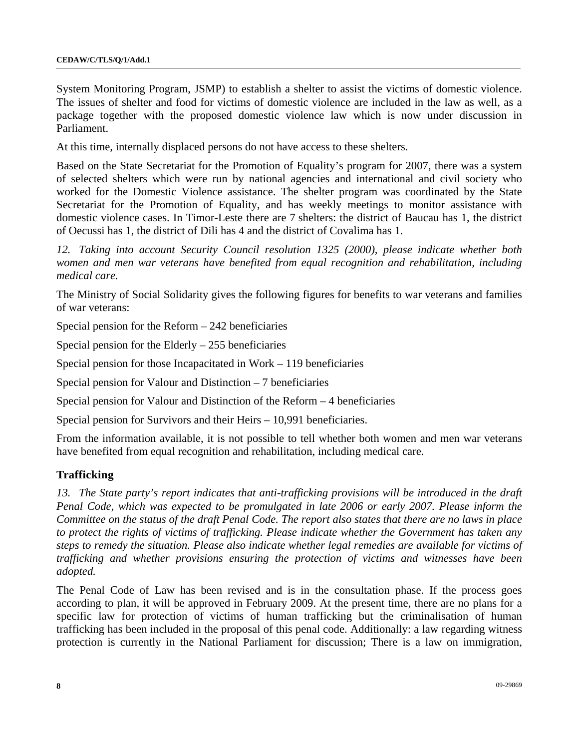System Monitoring Program, JSMP) to establish a shelter to assist the victims of domestic violence. The issues of shelter and food for victims of domestic violence are included in the law as well, as a package together with the proposed domestic violence law which is now under discussion in Parliament.

At this time, internally displaced persons do not have access to these shelters.

Based on the State Secretariat for the Promotion of Equality's program for 2007, there was a system of selected shelters which were run by national agencies and international and civil society who worked for the Domestic Violence assistance. The shelter program was coordinated by the State Secretariat for the Promotion of Equality, and has weekly meetings to monitor assistance with domestic violence cases. In Timor-Leste there are 7 shelters: the district of Baucau has 1, the district of Oecussi has 1, the district of Dili has 4 and the district of Covalima has 1.

*12. Taking into account Security Council resolution 1325 (2000), please indicate whether both women and men war veterans have benefited from equal recognition and rehabilitation, including medical care.*

The Ministry of Social Solidarity gives the following figures for benefits to war veterans and families of war veterans:

Special pension for the Reform – 242 beneficiaries

Special pension for the Elderly – 255 beneficiaries

Special pension for those Incapacitated in Work – 119 beneficiaries

Special pension for Valour and Distinction – 7 beneficiaries

Special pension for Valour and Distinction of the Reform – 4 beneficiaries

Special pension for Survivors and their Heirs – 10,991 beneficiaries.

From the information available, it is not possible to tell whether both women and men war veterans have benefited from equal recognition and rehabilitation, including medical care.

## Trafficking

*13. The State party's report indicates that anti-trafficking provisions will be introduced in the draft Penal Code, which was expected to be promulgated in late 2006 or early 2007. Please inform the Committee on the status of the draft Penal Code. The report also states that there are no laws in place to protect the rights of victims of trafficking. Please indicate whether the Government has taken any steps to remedy the situation. Please also indicate whether legal remedies are available for victims of trafficking and whether provisions ensuring the protection of victims and witnesses have been adopted.*

The Penal Code of Law has been revised and is in the consultation phase. If the process goes according to plan, it will be approved in February 2009. At the present time, there are no plans for a specific law for protection of victims of human trafficking but the criminalisation of human trafficking has been included in the proposal of this penal code. Additionally: a law regarding witness protection is currently in the National Parliament for discussion; There is a law on immigration,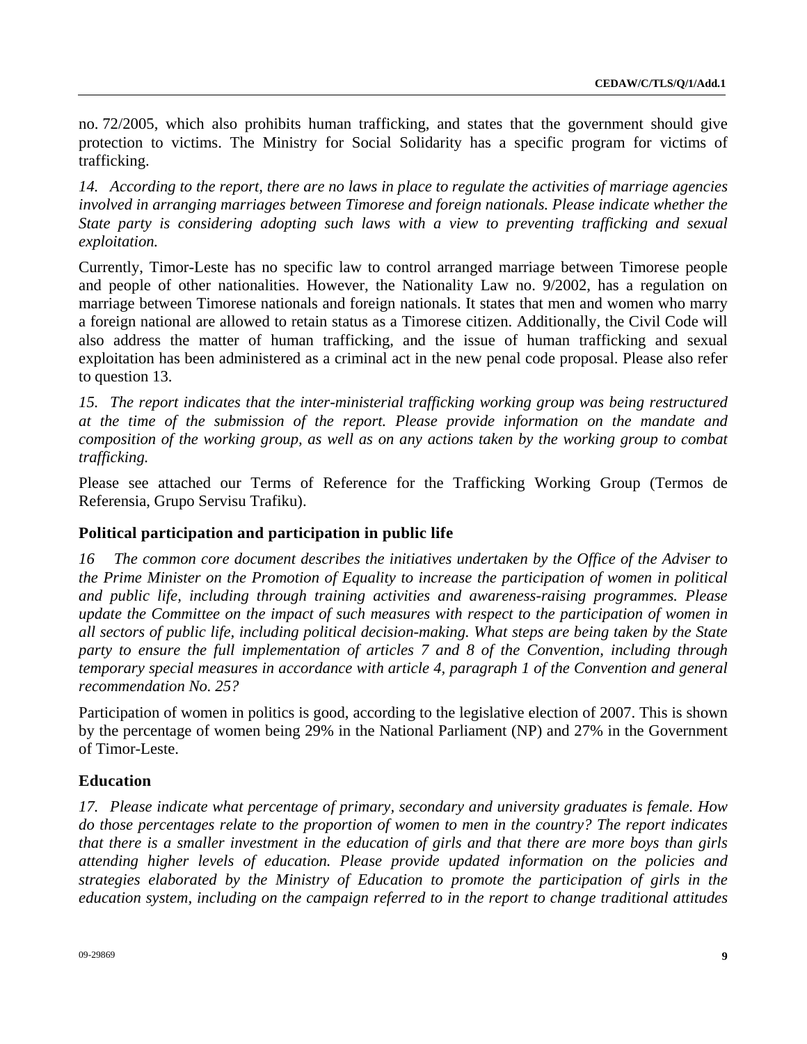no. 72/2005, which also prohibits human trafficking, and states that the government should give protection to victims. The Ministry for Social Solidarity has a specific program for victims of trafficking.

*14. According to the report, there are no laws in place to regulate the activities of marriage agencies involved in arranging marriages between Timorese and foreign nationals. Please indicate whether the State party is considering adopting such laws with a view to preventing trafficking and sexual exploitation.*

Currently, Timor-Leste has no specific law to control arranged marriage between Timorese people and people of other nationalities. However, the Nationality Law no. 9/2002, has a regulation on marriage between Timorese nationals and foreign nationals. It states that men and women who marry a foreign national are allowed to retain status as a Timorese citizen. Additionally, the Civil Code will also address the matter of human trafficking, and the issue of human trafficking and sexual exploitation has been administered as a criminal act in the new penal code proposal. Please also refer to question 13.

*15. The report indicates that the inter-ministerial trafficking working group was being restructured at the time of the submission of the report. Please provide information on the mandate and composition of the working group, as well as on any actions taken by the working group to combat trafficking.*

Please see attached our Terms of Reference for the Trafficking Working Group (Termos de Referensia, Grupo Servisu Trafiku).

## Political participation and participation in public life

*16 The common core document describes the initiatives undertaken by the Office of the Adviser to the Prime Minister on the Promotion of Equality to increase the participation of women in political and public life, including through training activities and awareness-raising programmes. Please update the Committee on the impact of such measures with respect to the participation of women in all sectors of public life, including political decision-making. What steps are being taken by the State party to ensure the full implementation of articles 7 and 8 of the Convention, including through temporary special measures in accordance with article 4, paragraph 1 of the Convention and general recommendation No. 25?*

Participation of women in politics is good, according to the legislative election of 2007. This is shown by the percentage of women being 29% in the National Parliament (NP) and 27% in the Government of Timor-Leste.

## Education

*17. Please indicate what percentage of primary, secondary and university graduates is female. How do those percentages relate to the proportion of women to men in the country? The report indicates that there is a smaller investment in the education of girls and that there are more boys than girls attending higher levels of education. Please provide updated information on the policies and strategies elaborated by the Ministry of Education to promote the participation of girls in the education system, including on the campaign referred to in the report to change traditional attitudes*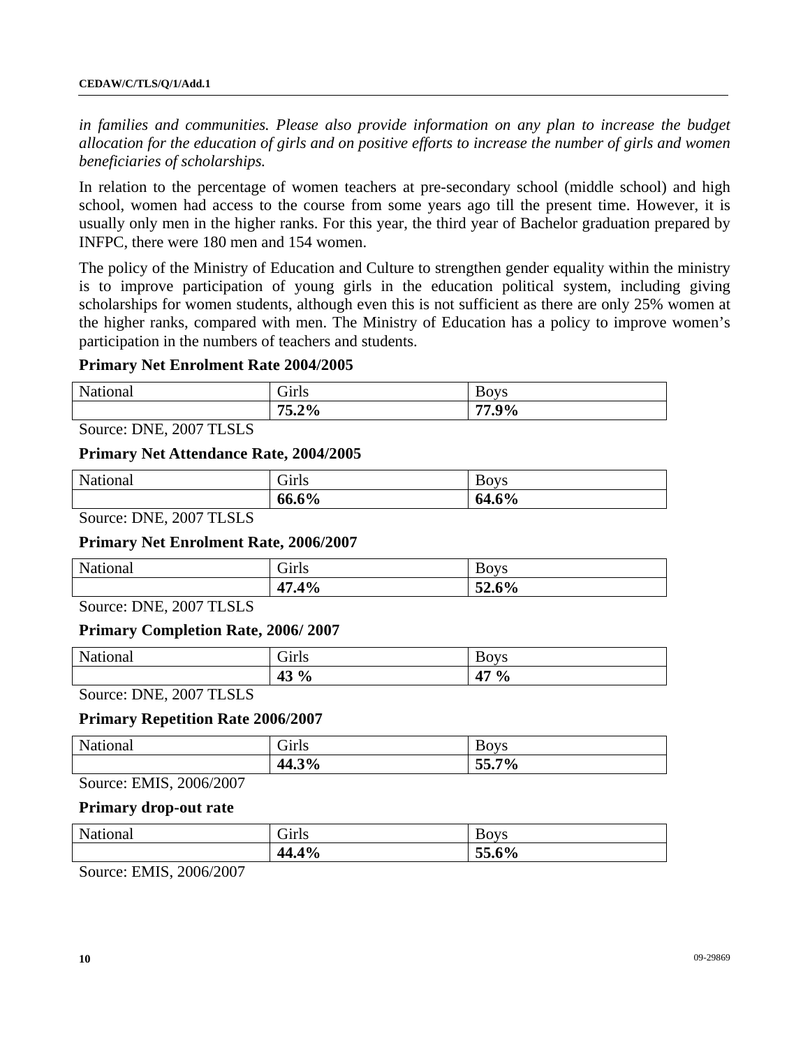*in families and communities. Please also provide information on any plan to increase the budget allocation for the education of girls and on positive efforts to increase the number of girls and women beneficiaries of scholarships.*

In relation to the percentage of women teachers at pre-secondary school (middle school) and high school, women had access to the course from some years ago till the present time. However, it is usually only men in the higher ranks. For this year, the third year of Bachelor graduation prepared by INFPC, there were 180 men and 154 women.

The policy of the Ministry of Education and Culture to strengthen gender equality within the ministry is to improve participation of young girls in the education political system, including giving scholarships for women students, although even this is not sufficient as there are only 25% women at the higher ranks, compared with men. The Ministry of Education has a policy to improve women's participation in the numbers of teachers and students.

**Primary Net Enrolment Rate 2004/2005**

| National | Girls | Boys |
|---|---|---|
| | **75.2%** | **77.9%** |

Source: DNE, 2007 TLSLS

**Primary Net Attendance Rate, 2004/2005**

| National | Girls | Boys |
|---|---|---|
| | **66.6%** | **64.6%** |

Source: DNE, 2007 TLSLS

**Primary Net Enrolment Rate, 2006/2007**

| National | Girls | Boys |
|---|---|---|
| | **47.4%** | **52.6%** |

Source: DNE, 2007 TLSLS

**Primary Completion Rate, 2006/ 2007**

| National | Girls | Boys |
|---|---|---|
| | **43 %** | **47 %** |

Source: DNE, 2007 TLSLS

**Primary Repetition Rate 2006/2007**

| National | Girls | Boys |
|---|---|---|
| | **44.3%** | **55.7%** |

Source: EMIS, 2006/2007

**Primary drop-out rate**

| National | Girls | Boys |
|---|---|---|
| | **44.4%** | **55.6%** |

Source: EMIS, 2006/2007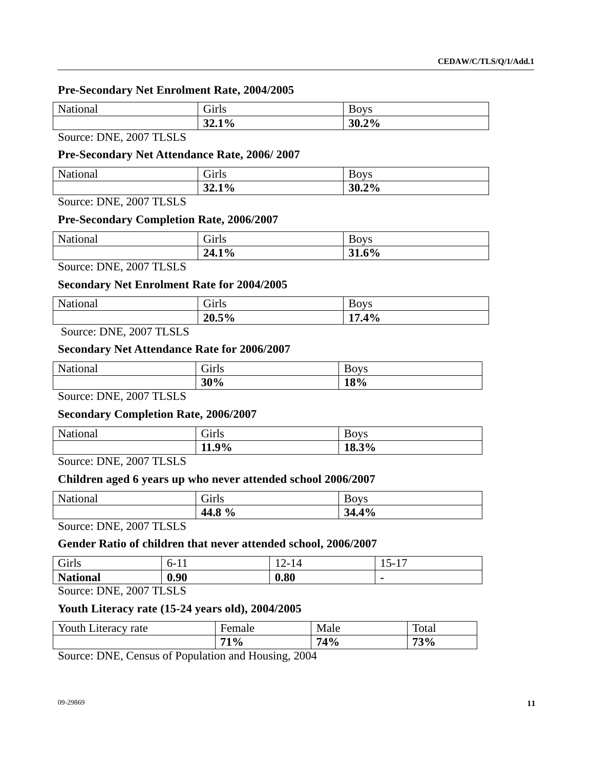**Pre-Secondary Net Enrolment Rate, 2004/2005**

| National | Girls | Boys |
|---|---|---|
| | **32.1%** | **30.2%** |

Source: DNE, 2007 TLSLS

**Pre-Secondary Net Attendance Rate, 2006/ 2007**

| National | Girls | Boys |
|---|---|---|
| | **32.1%** | **30.2%** |

Source: DNE, 2007 TLSLS

**Pre-Secondary Completion Rate, 2006/2007**

| National | Girls | Boys |
|---|---|---|
| | **24.1%** | **31.6%** |

Source: DNE, 2007 TLSLS

**Secondary Net Enrolment Rate for 2004/2005**

| National | Girls | Boys |
|---|---|---|
| | **20.5%** | **17.4%** |

Source: DNE, 2007 TLSLS

**Secondary Net Attendance Rate for 2006/2007**

| National | Girls | Boys |
|---|---|---|
| | **30%** | **18%** |

Source: DNE, 2007 TLSLS

**Secondary Completion Rate, 2006/2007**

| National | Girls | Boys |
|---|---|---|
| | **11.9%** | **18.3%** |

Source: DNE, 2007 TLSLS

**Children aged 6 years up who never attended school 2006/2007**

| National | Girls | Boys |
|---|---|---|
| | **44.8 %** | **34.4%** |

Source: DNE, 2007 TLSLS

**Gender Ratio of children that never attended school, 2006/2007**

| Girls | 6-11 | 12-14 | 15-17 |
|---|---|---|---|
| **National** | **0.90** | **0.80** | **-** |

Source: DNE, 2007 TLSLS

**Youth Literacy rate (15-24 years old), 2004/2005**

| Youth Literacy rate | Female | Male | Total |
|---|---|---|---|
| | **71%** | **74%** | **73%** |

Source: DNE, Census of Population and Housing, 2004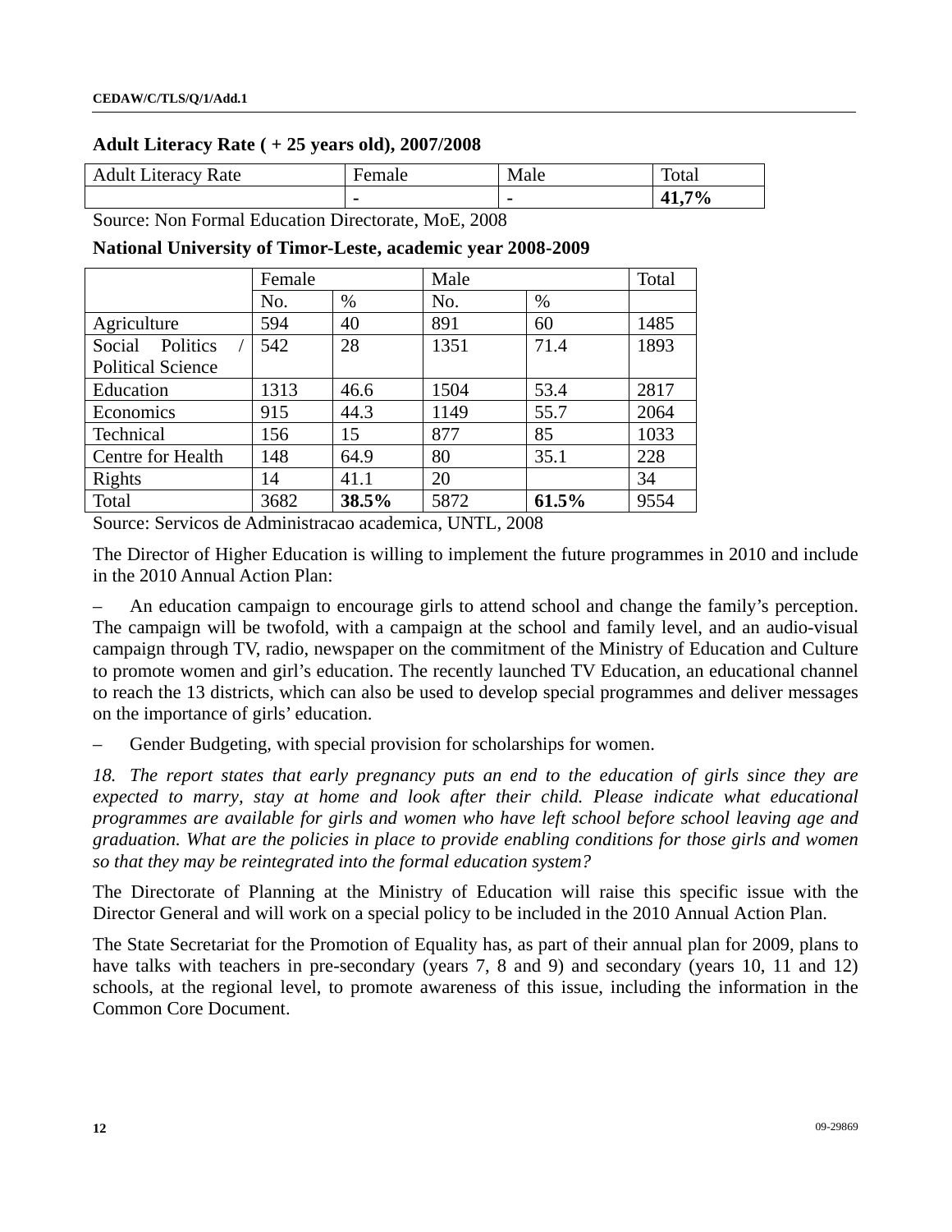**Adult Literacy Rate ( + 25 years old), 2007/2008**

| Adult Literacy Rate | Female | Male | Total |
|---|---|---|---|
| | - | - | **41,7%** |

Source: Non Formal Education Directorate, MoE, 2008

**National University of Timor-Leste, academic year 2008-2009**

| | Female | | Male | | Total |
|---|---|---|---|---|---|
| | No. | % | No. | % | |
| Agriculture | 594 | 40 | 891 | 60 | 1485 |
| Social Politics / Political Science | 542 | 28 | 1351 | 71.4 | 1893 |
| Education | 1313 | 46.6 | 1504 | 53.4 | 2817 |
| Economics | 915 | 44.3 | 1149 | 55.7 | 2064 |
| Technical | 156 | 15 | 877 | 85 | 1033 |
| Centre for Health | 148 | 64.9 | 80 | 35.1 | 228 |
| Rights | 14 | 41.1 | 20 | | 34 |
| Total | 3682 | **38.5%** | 5872 | **61.5%** | 9554 |

Source: Servicos de Administracao academica, UNTL, 2008

The Director of Higher Education is willing to implement the future programmes in 2010 and include in the 2010 Annual Action Plan:

– An education campaign to encourage girls to attend school and change the family's perception. The campaign will be twofold, with a campaign at the school and family level, and an audio-visual campaign through TV, radio, newspaper on the commitment of the Ministry of Education and Culture to promote women and girl's education. The recently launched TV Education, an educational channel to reach the 13 districts, which can also be used to develop special programmes and deliver messages on the importance of girls' education.

– Gender Budgeting, with special provision for scholarships for women.

*18. The report states that early pregnancy puts an end to the education of girls since they are expected to marry, stay at home and look after their child. Please indicate what educational programmes are available for girls and women who have left school before school leaving age and graduation. What are the policies in place to provide enabling conditions for those girls and women so that they may be reintegrated into the formal education system?*

The Directorate of Planning at the Ministry of Education will raise this specific issue with the Director General and will work on a special policy to be included in the 2010 Annual Action Plan.

The State Secretariat for the Promotion of Equality has, as part of their annual plan for 2009, plans to have talks with teachers in pre-secondary (years 7, 8 and 9) and secondary (years 10, 11 and 12) schools, at the regional level, to promote awareness of this issue, including the information in the Common Core Document.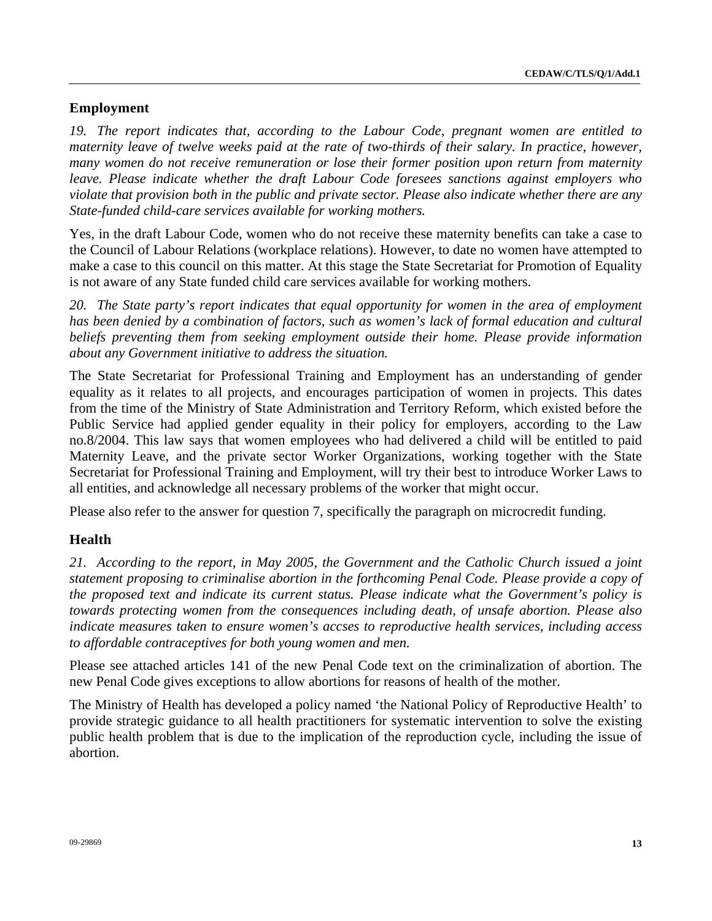## Employment

*19. The report indicates that, according to the Labour Code, pregnant women are entitled to maternity leave of twelve weeks paid at the rate of two-thirds of their salary. In practice, however, many women do not receive remuneration or lose their former position upon return from maternity leave. Please indicate whether the draft Labour Code foresees sanctions against employers who violate that provision both in the public and private sector. Please also indicate whether there are any State-funded child-care services available for working mothers.*

Yes, in the draft Labour Code, women who do not receive these maternity benefits can take a case to the Council of Labour Relations (workplace relations). However, to date no women have attempted to make a case to this council on this matter. At this stage the State Secretariat for Promotion of Equality is not aware of any State funded child care services available for working mothers.

*20. The State party's report indicates that equal opportunity for women in the area of employment has been denied by a combination of factors, such as women's lack of formal education and cultural beliefs preventing them from seeking employment outside their home. Please provide information about any Government initiative to address the situation.*

The State Secretariat for Professional Training and Employment has an understanding of gender equality as it relates to all projects, and encourages participation of women in projects. This dates from the time of the Ministry of State Administration and Territory Reform, which existed before the Public Service had applied gender equality in their policy for employers, according to the Law no.8/2004. This law says that women employees who had delivered a child will be entitled to paid Maternity Leave, and the private sector Worker Organizations, working together with the State Secretariat for Professional Training and Employment, will try their best to introduce Worker Laws to all entities, and acknowledge all necessary problems of the worker that might occur.

Please also refer to the answer for question 7, specifically the paragraph on microcredit funding.

## Health

*21. According to the report, in May 2005, the Government and the Catholic Church issued a joint statement proposing to criminalise abortion in the forthcoming Penal Code. Please provide a copy of the proposed text and indicate its current status. Please indicate what the Government's policy is towards protecting women from the consequences including death, of unsafe abortion. Please also indicate measures taken to ensure women's accses to reproductive health services, including access to affordable contraceptives for both young women and men.*

Please see attached articles 141 of the new Penal Code text on the criminalization of abortion. The new Penal Code gives exceptions to allow abortions for reasons of health of the mother.

The Ministry of Health has developed a policy named 'the National Policy of Reproductive Health' to provide strategic guidance to all health practitioners for systematic intervention to solve the existing public health problem that is due to the implication of the reproduction cycle, including the issue of abortion.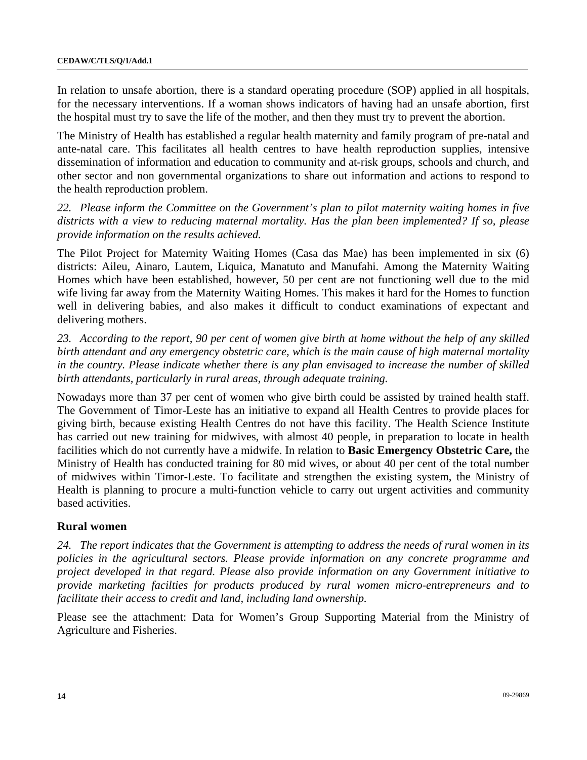In relation to unsafe abortion, there is a standard operating procedure (SOP) applied in all hospitals, for the necessary interventions. If a woman shows indicators of having had an unsafe abortion, first the hospital must try to save the life of the mother, and then they must try to prevent the abortion.

The Ministry of Health has established a regular health maternity and family program of pre-natal and ante-natal care. This facilitates all health centres to have health reproduction supplies, intensive dissemination of information and education to community and at-risk groups, schools and church, and other sector and non governmental organizations to share out information and actions to respond to the health reproduction problem.

*22. Please inform the Committee on the Government's plan to pilot maternity waiting homes in five districts with a view to reducing maternal mortality. Has the plan been implemented? If so, please provide information on the results achieved.*

The Pilot Project for Maternity Waiting Homes (Casa das Mae) has been implemented in six (6) districts: Aileu, Ainaro, Lautem, Liquica, Manatuto and Manufahi. Among the Maternity Waiting Homes which have been established, however, 50 per cent are not functioning well due to the mid wife living far away from the Maternity Waiting Homes. This makes it hard for the Homes to function well in delivering babies, and also makes it difficult to conduct examinations of expectant and delivering mothers.

*23. According to the report, 90 per cent of women give birth at home without the help of any skilled birth attendant and any emergency obstetric care, which is the main cause of high maternal mortality in the country. Please indicate whether there is any plan envisaged to increase the number of skilled birth attendants, particularly in rural areas, through adequate training.*

Nowadays more than 37 per cent of women who give birth could be assisted by trained health staff. The Government of Timor-Leste has an initiative to expand all Health Centres to provide places for giving birth, because existing Health Centres do not have this facility. The Health Science Institute has carried out new training for midwives, with almost 40 people, in preparation to locate in health facilities which do not currently have a midwife. In relation to **Basic Emergency Obstetric Care,** the Ministry of Health has conducted training for 80 mid wives, or about 40 per cent of the total number of midwives within Timor-Leste. To facilitate and strengthen the existing system, the Ministry of Health is planning to procure a multi-function vehicle to carry out urgent activities and community based activities.

## Rural women

*24. The report indicates that the Government is attempting to address the needs of rural women in its policies in the agricultural sectors. Please provide information on any concrete programme and project developed in that regard. Please also provide information on any Government initiative to provide marketing facilties for products produced by rural women micro-entrepreneurs and to facilitate their access to credit and land, including land ownership.*

Please see the attachment: Data for Women's Group Supporting Material from the Ministry of Agriculture and Fisheries.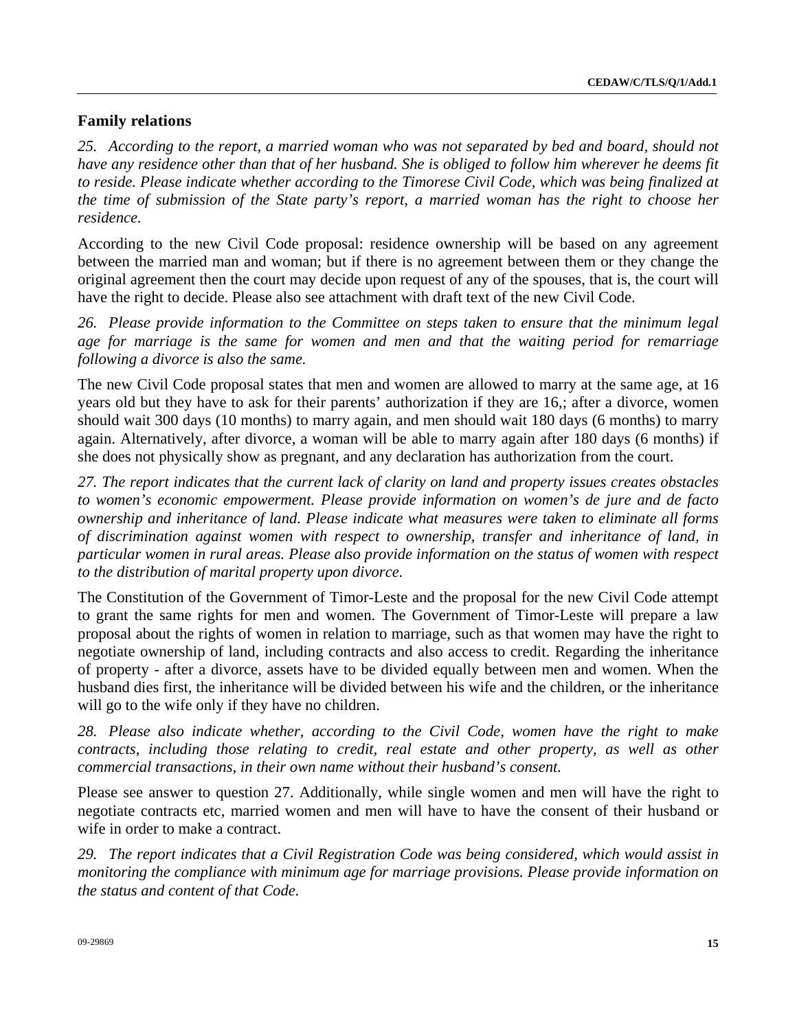## Family relations

*25. According to the report, a married woman who was not separated by bed and board, should not have any residence other than that of her husband. She is obliged to follow him wherever he deems fit to reside. Please indicate whether according to the Timorese Civil Code, which was being finalized at the time of submission of the State party's report, a married woman has the right to choose her residence.*

According to the new Civil Code proposal: residence ownership will be based on any agreement between the married man and woman; but if there is no agreement between them or they change the original agreement then the court may decide upon request of any of the spouses, that is, the court will have the right to decide. Please also see attachment with draft text of the new Civil Code.

*26. Please provide information to the Committee on steps taken to ensure that the minimum legal age for marriage is the same for women and men and that the waiting period for remarriage following a divorce is also the same.*

The new Civil Code proposal states that men and women are allowed to marry at the same age, at 16 years old but they have to ask for their parents' authorization if they are 16,; after a divorce, women should wait 300 days (10 months) to marry again, and men should wait 180 days (6 months) to marry again. Alternatively, after divorce, a woman will be able to marry again after 180 days (6 months) if she does not physically show as pregnant, and any declaration has authorization from the court.

*27. The report indicates that the current lack of clarity on land and property issues creates obstacles to women's economic empowerment. Please provide information on women's de jure and de facto ownership and inheritance of land. Please indicate what measures were taken to eliminate all forms of discrimination against women with respect to ownership, transfer and inheritance of land, in particular women in rural areas. Please also provide information on the status of women with respect to the distribution of marital property upon divorce.*

The Constitution of the Government of Timor-Leste and the proposal for the new Civil Code attempt to grant the same rights for men and women. The Government of Timor-Leste will prepare a law proposal about the rights of women in relation to marriage, such as that women may have the right to negotiate ownership of land, including contracts and also access to credit. Regarding the inheritance of property - after a divorce, assets have to be divided equally between men and women. When the husband dies first, the inheritance will be divided between his wife and the children, or the inheritance will go to the wife only if they have no children.

*28. Please also indicate whether, according to the Civil Code, women have the right to make contracts, including those relating to credit, real estate and other property, as well as other commercial transactions, in their own name without their husband's consent.*

Please see answer to question 27. Additionally, while single women and men will have the right to negotiate contracts etc, married women and men will have to have the consent of their husband or wife in order to make a contract.

*29. The report indicates that a Civil Registration Code was being considered, which would assist in monitoring the compliance with minimum age for marriage provisions. Please provide information on the status and content of that Code.*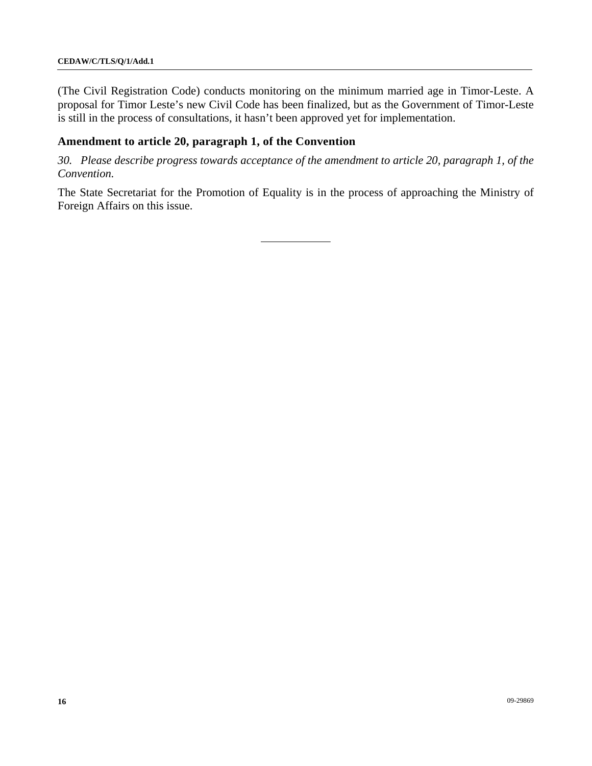(The Civil Registration Code) conducts monitoring on the minimum married age in Timor-Leste. A proposal for Timor Leste's new Civil Code has been finalized, but as the Government of Timor-Leste is still in the process of consultations, it hasn't been approved yet for implementation.

## Amendment to article 20, paragraph 1, of the Convention

*30. Please describe progress towards acceptance of the amendment to article 20, paragraph 1, of the Convention.*

The State Secretariat for the Promotion of Equality is in the process of approaching the Ministry of Foreign Affairs on this issue.